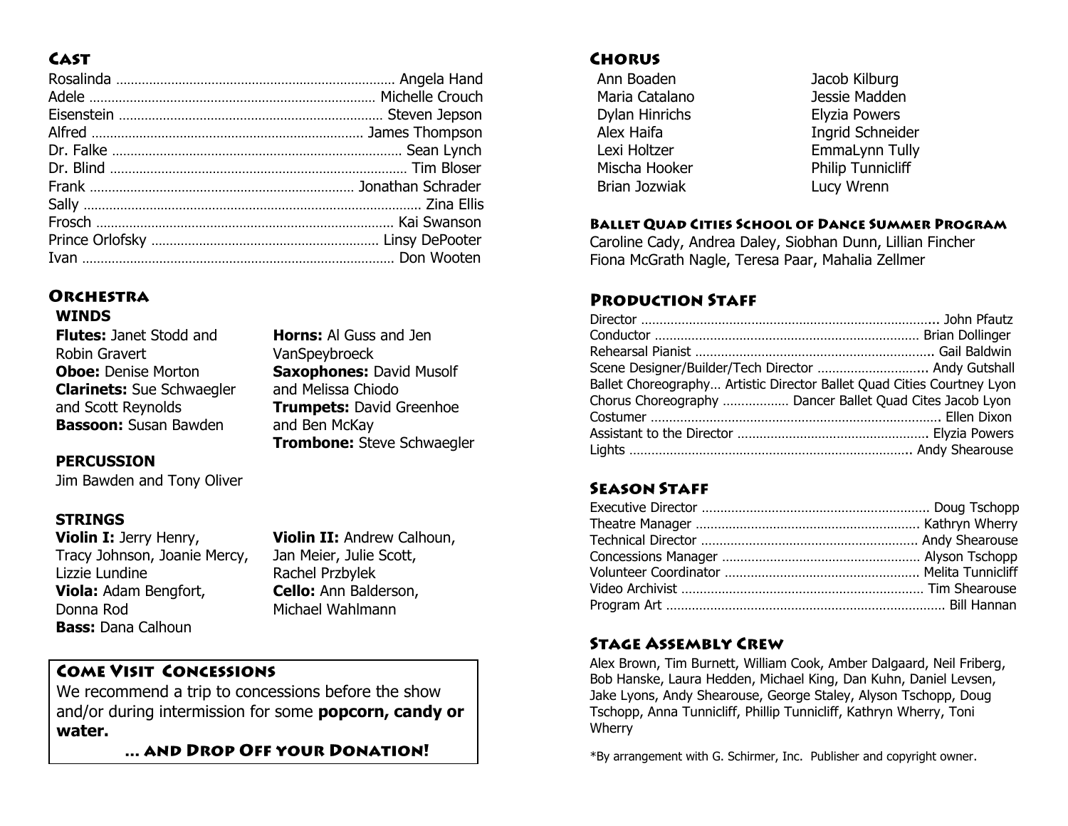## Cast

Rosalinda ........ Angela Hand
Adele ........ Michelle Crouch
Eisenstein ........ Steven Jepson
Alfred ........ James Thompson
Dr. Falke ........ Sean Lynch
Dr. Blind ........ Tim Bloser
Frank ........ Jonathan Schrader
Sally ........ Zina Ellis
Frosch ........ Kai Swanson
Prince Orlofsky ........ Linsy DePooter
Ivan ........ Don Wooten

## Orchestra

### WINDS

**Flutes:** Janet Stodd and Robin Gravert
**Oboe:** Denise Morton
**Clarinets:** Sue Schwaegler and Scott Reynolds
**Bassoon:** Susan Bawden
**Horns:** Al Guss and Jen VanSpeybroeck
**Saxophones:** David Musolf and Melissa Chiodo
**Trumpets:** David Greenhoe and Ben McKay
**Trombone:** Steve Schwaegler

### PERCUSSION

Jim Bawden and Tony Oliver

### STRINGS

**Violin I:** Jerry Henry, Tracy Johnson, Joanie Mercy, Lizzie Lundine
**Viola:** Adam Bengfort, Donna Rod
**Bass:** Dana Calhoun
**Violin II:** Andrew Calhoun, Jan Meier, Julie Scott, Rachel Przbylek
**Cello:** Ann Balderson, Michael Wahlmann

## Come Visit Concessions

We recommend a trip to concessions before the show and/or during intermission for some **popcorn, candy or water.**

**... and Drop Off your Donation!**

## Chorus

Ann Boaden
Maria Catalano
Dylan Hinrichs
Alex Haifa
Lexi Holtzer
Mischa Hooker
Brian Jozwiak
Jacob Kilburg
Jessie Madden
Elyzia Powers
Ingrid Schneider
EmmaLynn Tully
Philip Tunnicliff
Lucy Wrenn

### Ballet Quad Cities School of Dance Summer Program

Caroline Cady, Andrea Daley, Siobhan Dunn, Lillian Fincher
Fiona McGrath Nagle, Teresa Paar, Mahalia Zellmer

## Production Staff

Director ........ John Pfautz
Conductor ........ Brian Dollinger
Rehearsal Pianist ........ Gail Baldwin
Scene Designer/Builder/Tech Director ........ Andy Gutshall
Ballet Choreography… Artistic Director Ballet Quad Cities Courtney Lyon
Chorus Choreography ........ Dancer Ballet Quad Cites Jacob Lyon
Costumer ........ Ellen Dixon
Assistant to the Director ........ Elyzia Powers
Lights ........ Andy Shearouse

## Season Staff

Executive Director ........ Doug Tschopp
Theatre Manager ........ Kathryn Wherry
Technical Director ........ Andy Shearouse
Concessions Manager ........ Alyson Tschopp
Volunteer Coordinator ........ Melita Tunnicliff
Video Archivist ........ Tim Shearouse
Program Art ........ Bill Hannan

## Stage Assembly Crew

Alex Brown, Tim Burnett, William Cook, Amber Dalgaard, Neil Friberg, Bob Hanske, Laura Hedden, Michael King, Dan Kuhn, Daniel Levsen, Jake Lyons, Andy Shearouse, George Staley, Alyson Tschopp, Doug Tschopp, Anna Tunnicliff, Phillip Tunnicliff, Kathryn Wherry, Toni Wherry

*By arrangement with G. Schirmer, Inc. Publisher and copyright owner.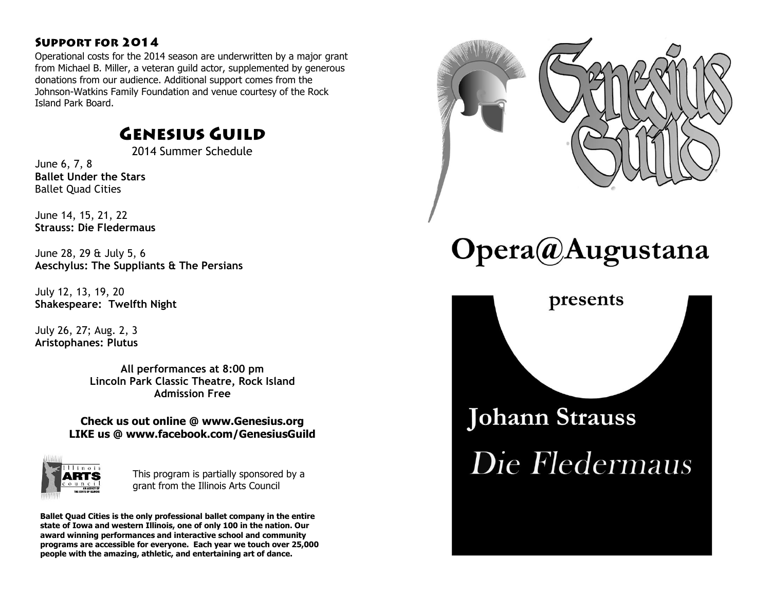## Support for 2014

Operational costs for the 2014 season are underwritten by a major grant from Michael B. Miller, a veteran guild actor, supplemented by generous donations from our audience. Additional support comes from the Johnson-Watkins Family Foundation and venue courtesy of the Rock Island Park Board.

## Genesius Guild

2014 Summer Schedule

June 6, 7, 8
**Ballet Under the Stars**
Ballet Quad Cities

June 14, 15, 21, 22
**Strauss: Die Fledermaus**

June 28, 29 & July 5, 6
**Aeschylus: The Suppliants & The Persians**

July 12, 13, 19, 20
**Shakespeare: Twelfth Night**

July 26, 27; Aug. 2, 3
**Aristophanes: Plutus**

**All performances at 8:00 pm**
**Lincoln Park Classic Theatre, Rock Island**
**Admission Free**

**Check us out online @ www.Genesius.org**
**LIKE us @ www.facebook.com/GenesiusGuild**

Illinois ARTS council — AN AGENCY OF THE STATE OF ILLINOIS

This program is partially sponsored by a grant from the Illinois Arts Council

**Ballet Quad Cities is the only professional ballet company in the entire state of Iowa and western Illinois, one of only 100 in the nation. Our award winning performances and interactive school and community programs are accessible for everyone. Each year we touch over 25,000 people with the amazing, athletic, and entertaining art of dance.**

Genesius Guild

# Opera@Augustana

presents

## Johann Strauss

## *Die Fledermaus*